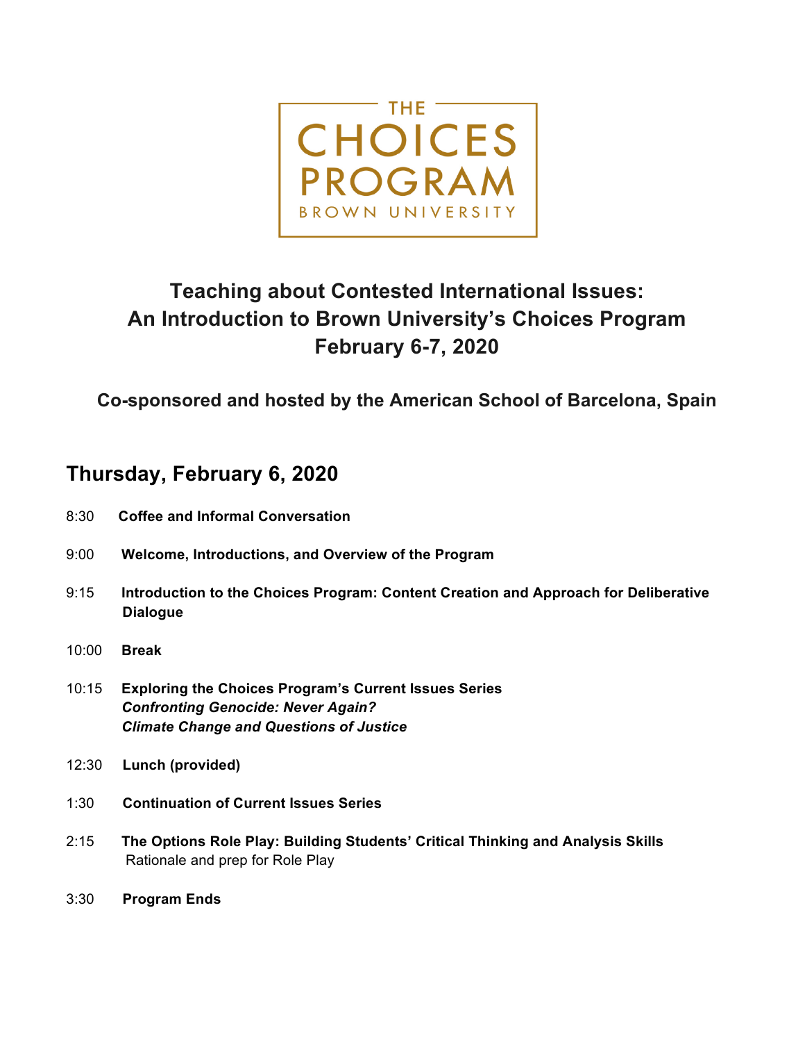THE CHOICES PROGRAM
BROWN UNIVERSITY

# Teaching about Contested International Issues: An Introduction to Brown University's Choices Program February 6-7, 2020

### Co-sponsored and hosted by the American School of Barcelona, Spain

## Thursday, February 6, 2020

8:30 **Coffee and Informal Conversation**

9:00 **Welcome, Introductions, and Overview of the Program**

9:15 **Introduction to the Choices Program: Content Creation and Approach for Deliberative Dialogue**

10:00 **Break**

10:15 **Exploring the Choices Program's Current Issues Series**
***Confronting Genocide: Never Again?***
***Climate Change and Questions of Justice***

12:30 **Lunch (provided)**

1:30 **Continuation of Current Issues Series**

2:15 **The Options Role Play: Building Students' Critical Thinking and Analysis Skills**
Rationale and prep for Role Play

3:30 **Program Ends**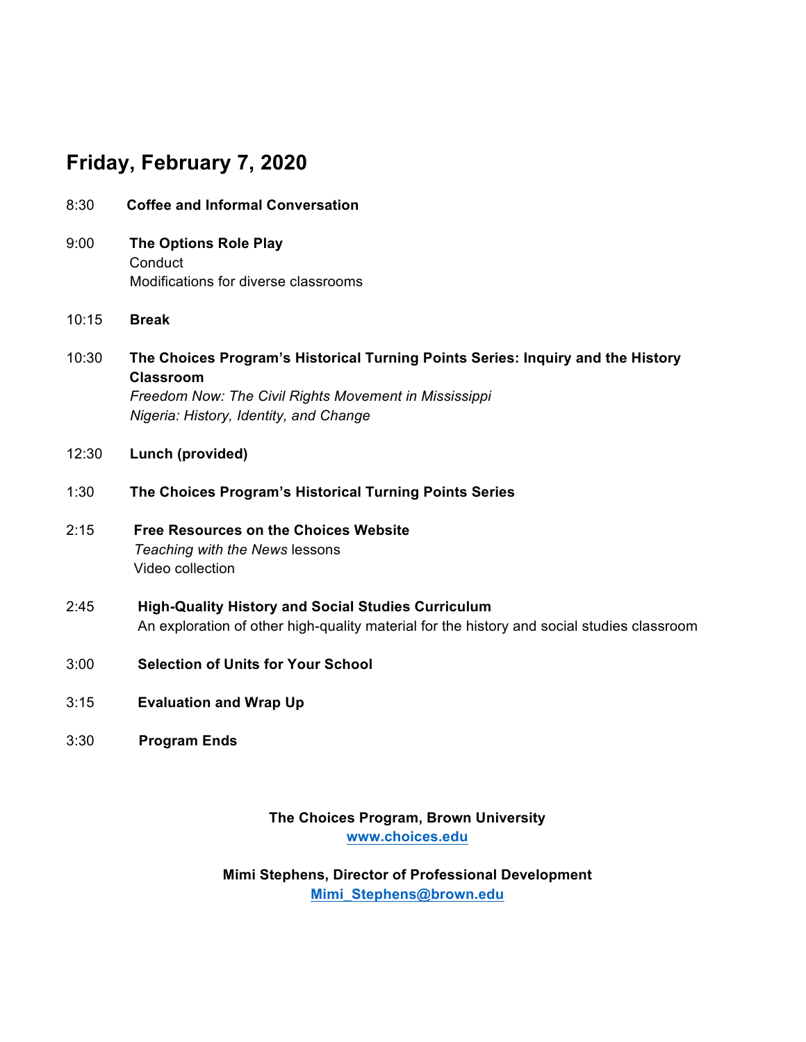## Friday, February 7, 2020

8:30 **Coffee and Informal Conversation**

9:00 **The Options Role Play**
Conduct
Modifications for diverse classrooms

10:15 **Break**

10:30 **The Choices Program's Historical Turning Points Series: Inquiry and the History Classroom**
*Freedom Now: The Civil Rights Movement in Mississippi*
*Nigeria: History, Identity, and Change*

12:30 **Lunch (provided)**

1:30 **The Choices Program's Historical Turning Points Series**

2:15 **Free Resources on the Choices Website**
*Teaching with the News* lessons
Video collection

2:45 **High-Quality History and Social Studies Curriculum**
An exploration of other high-quality material for the history and social studies classroom

3:00 **Selection of Units for Your School**

3:15 **Evaluation and Wrap Up**

3:30 **Program Ends**

**The Choices Program, Brown University**
**www.choices.edu**

**Mimi Stephens, Director of Professional Development**
**Mimi_Stephens@brown.edu**